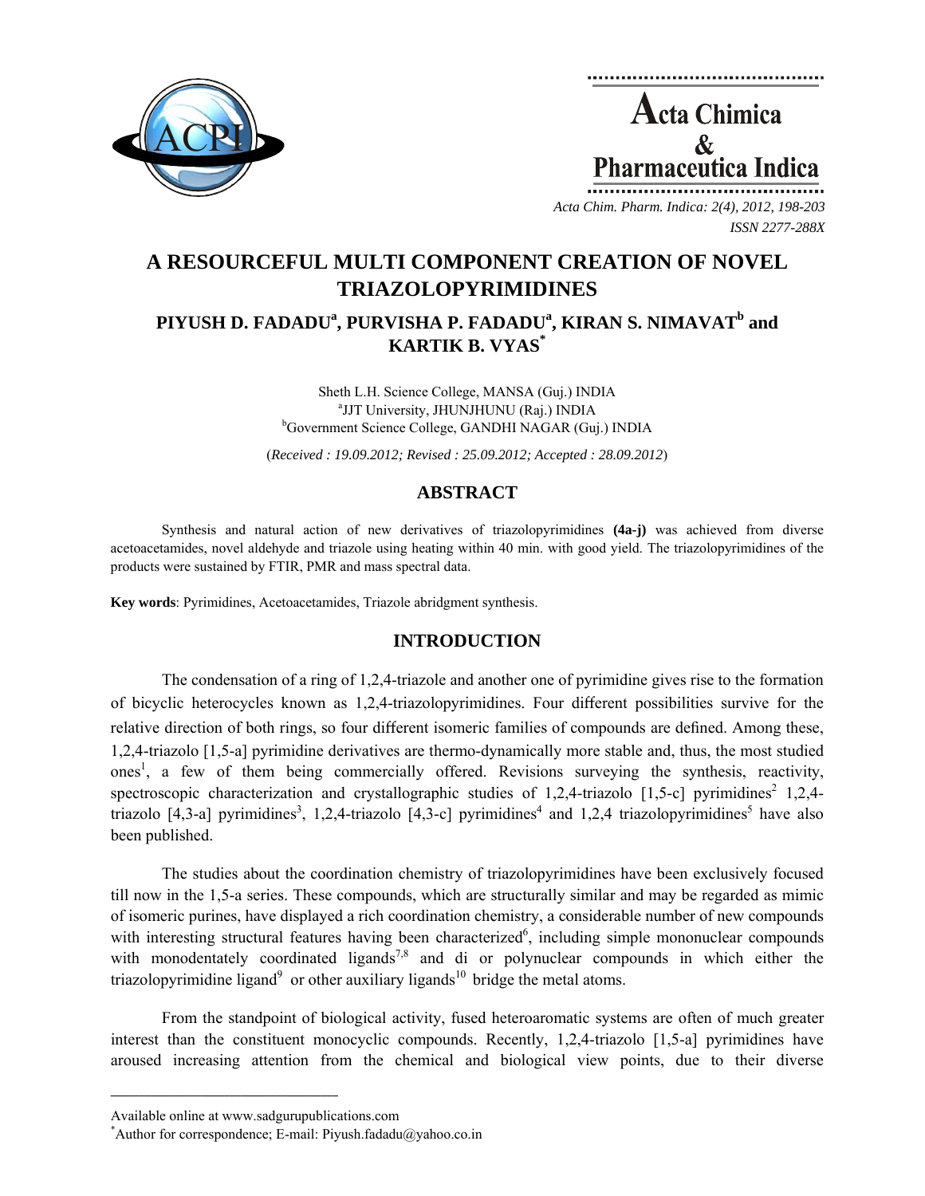# A RESOURCEFUL MULTI COMPONENT CREATION OF NOVEL TRIAZOLOPYRIMIDINES

## PIYUSH D. FADADU[a], PURVISHA P. FADADU[a], KIRAN S. NIMAVAT[b] and KARTIK B. VYAS[*]

Sheth L.H. Science College, MANSA (Guj.) INDIA
[a]JJT University, JHUNJHUNU (Raj.) INDIA
[b]Government Science College, GANDHI NAGAR (Guj.) INDIA

(*Received : 19.09.2012; Revised : 25.09.2012; Accepted : 28.09.2012*)

## ABSTRACT

Synthesis and natural action of new derivatives of triazolopyrimidines **(4a-j)** was achieved from diverse acetoacetamides, novel aldehyde and triazole using heating within 40 min. with good yield. The triazolopyrimidines of the products were sustained by FTIR, PMR and mass spectral data.

**Key words**: Pyrimidines, Acetoacetamides, Triazole abridgment synthesis.

## INTRODUCTION

The condensation of a ring of 1,2,4-triazole and another one of pyrimidine gives rise to the formation of bicyclic heterocycles known as 1,2,4-triazolopyrimidines. Four different possibilities survive for the relative direction of both rings, so four different isomeric families of compounds are defined. Among these, 1,2,4-triazolo [1,5-a] pyrimidine derivatives are thermo-dynamically more stable and, thus, the most studied ones[1], a few of them being commercially offered. Revisions surveying the synthesis, reactivity, spectroscopic characterization and crystallographic studies of 1,2,4-triazolo [1,5-c] pyrimidines[2] 1,2,4-triazolo [4,3-a] pyrimidines[3], 1,2,4-triazolo [4,3-c] pyrimidines[4] and 1,2,4 triazolopyrimidines[5] have also been published.

The studies about the coordination chemistry of triazolopyrimidines have been exclusively focused till now in the 1,5-a series. These compounds, which are structurally similar and may be regarded as mimic of isomeric purines, have displayed a rich coordination chemistry, a considerable number of new compounds with interesting structural features having been characterized[6], including simple mononuclear compounds with monodentately coordinated ligands[7,8] and di or polynuclear compounds in which either the triazolopyrimidine ligand[9] or other auxiliary ligands[10] bridge the metal atoms.

From the standpoint of biological activity, fused heteroaromatic systems are often of much greater interest than the constituent monocyclic compounds. Recently, 1,2,4-triazolo [1,5-a] pyrimidines have aroused increasing attention from the chemical and biological view points, due to their diverse

---

Available online at www.sadgurupublications.com

[*]Author for correspondence; E-mail: Piyush.fadadu@yahoo.co.in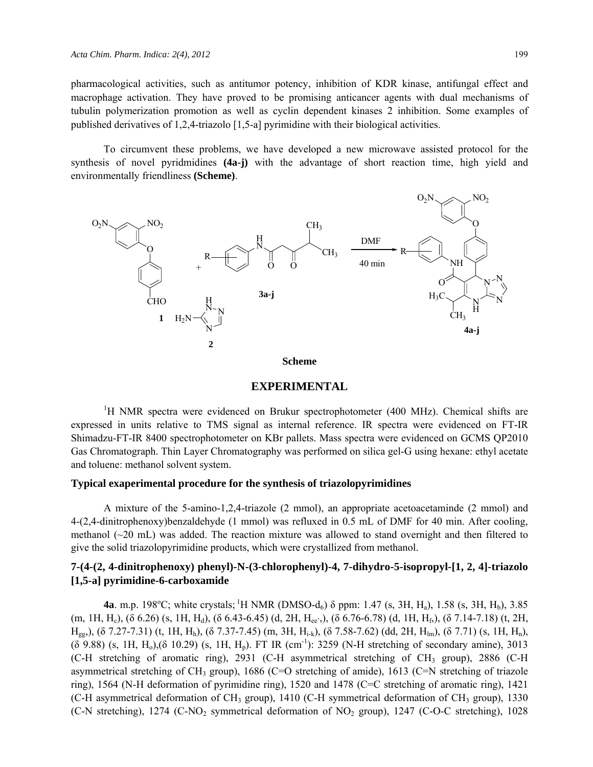pharmacological activities, such as antitumor potency, inhibition of KDR kinase, antifungal effect and macrophage activation. They have proved to be promising anticancer agents with dual mechanisms of tubulin polymerization promotion as well as cyclin dependent kinases 2 inhibition. Some examples of published derivatives of 1,2,4-triazolo [1,5-a] pyrimidine with their biological activities.

To circumvent these problems, we have developed a new microwave assisted protocol for the synthesis of novel pyridmidines **(4a-j)** with the advantage of short reaction time, high yield and environmentally friendliness **(Scheme)**.

**Scheme**

## EXPERIMENTAL

[1]H NMR spectra were evidenced on Brukur spectrophotometer (400 MHz). Chemical shifts are expressed in units relative to TMS signal as internal reference. IR spectra were evidenced on FT-IR Shimadzu-FT-IR 8400 spectrophotometer on KBr pallets. Mass spectra were evidenced on GCMS QP2010 Gas Chromatograph. Thin Layer Chromatography was performed on silica gel-G using hexane: ethyl acetate and toluene: methanol solvent system.

### Typical exaperimental procedure for the synthesis of triazolopyrimidines

A mixture of the 5-amino-1,2,4-triazole (2 mmol), an appropriate acetoacetaminde (2 mmol) and 4-(2,4-dinitrophenoxy)benzaldehyde (1 mmol) was refluxed in 0.5 mL of DMF for 40 min. After cooling, methanol (~20 mL) was added. The reaction mixture was allowed to stand overnight and then filtered to give the solid triazolopyrimidine products, which were crystallized from methanol.

### 7-(4-(2, 4-dinitrophenoxy) phenyl)-N-(3-chlorophenyl)-4, 7-dihydro-5-isopropyl-[1, 2, 4]-triazolo [1,5-a] pyrimidine-6-carboxamide

**4a**. m.p. 198°C; white crystals; [1]H NMR (DMSO-$d_6$) δ ppm: 1.47 (s, 3H, $H_a$), 1.58 (s, 3H, $H_b$), 3.85 (m, 1H, $H_c$), (δ 6.26) (s, 1H, $H_d$), (δ 6.43-6.45) (d, 2H, $H_{ee'}$,), (δ 6.76-6.78) (d, 1H, $H_{f}$,), (δ 7.14-7.18) (t, 2H, $H_{gg}$,), (δ 7.27-7.31) (t, 1H, $H_h$), (δ 7.37-7.45) (m, 3H, $H_{i-k}$), (δ 7.58-7.62) (dd, 2H, $H_{lm}$), (δ 7.71) (s, 1H, $H_n$), (δ 9.88) (s, 1H, $H_o$),(δ 10.29) (s, 1H, $H_p$). FT IR ($cm^{-1}$): 3259 (N-H stretching of secondary amine), 3013 (C-H stretching of aromatic ring), 2931 (C-H asymmetrical stretching of $CH_3$ group), 2886 (C-H asymmetrical stretching of $CH_3$ group), 1686 (C=O stretching of amide), 1613 (C=N stretching of triazole ring), 1564 (N-H deformation of pyrimidine ring), 1520 and 1478 (C=C stretching of aromatic ring), 1421 (C-H asymmetrical deformation of $CH_3$ group), 1410 (C-H symmetrical deformation of $CH_3$ group), 1330 (C-N stretching), 1274 (C-$NO_2$ symmetrical deformation of $NO_2$ group), 1247 (C-O-C stretching), 1028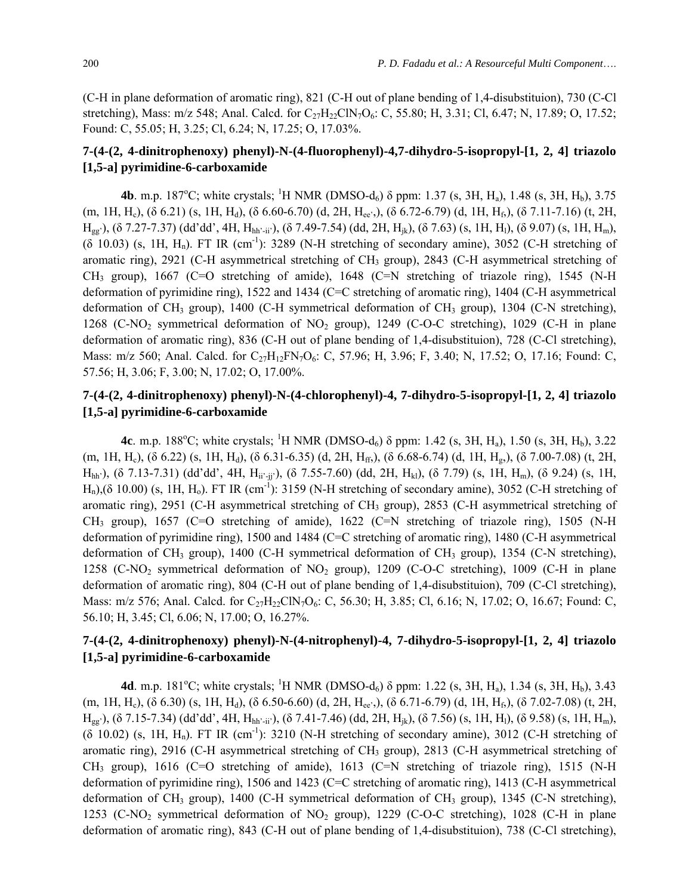(C-H in plane deformation of aromatic ring), 821 (C-H out of plane bending of 1,4-disubstituion), 730 (C-Cl stretching), Mass: m/z 548; Anal. Calcd. for $C_{27}H_{22}ClN_7O_6$: C, 55.80; H, 3.31; Cl, 6.47; N, 17.89; O, 17.52; Found: C, 55.05; H, 3.25; Cl, 6.24; N, 17.25; O, 17.03%.

### 7-(4-(2, 4-dinitrophenoxy) phenyl)-N-(4-fluorophenyl)-4,7-dihydro-5-isopropyl-[1, 2, 4] triazolo [1,5-a] pyrimidine-6-carboxamide

**4b**. m.p. 187°C; white crystals; $^1$H NMR (DMSO-d$_6$) δ ppm: 1.37 (s, 3H, $H_a$), 1.48 (s, 3H, $H_b$), 3.75 (m, 1H, $H_c$), (δ 6.21) (s, 1H, $H_d$), (δ 6.60-6.70) (d, 2H, $H_{ee'}$,), (δ 6.72-6.79) (d, 1H, $H_{f}$,), (δ 7.11-7.16) (t, 2H, $H_{gg'}$), (δ 7.27-7.37) (dd'dd', 4H, $H_{hh'-ii'}$), (δ 7.49-7.54) (dd, 2H, $H_{jk}$), (δ 7.63) (s, 1H, $H_l$), (δ 9.07) (s, 1H, $H_m$), (δ 10.03) (s, 1H, $H_n$). FT IR (cm$^{-1}$): 3289 (N-H stretching of secondary amine), 3052 (C-H stretching of aromatic ring), 2921 (C-H asymmetrical stretching of $CH_3$ group), 2843 (C-H asymmetrical stretching of $CH_3$ group), 1667 (C=O stretching of amide), 1648 (C=N stretching of triazole ring), 1545 (N-H deformation of pyrimidine ring), 1522 and 1434 (C=C stretching of aromatic ring), 1404 (C-H asymmetrical deformation of $CH_3$ group), 1400 (C-H symmetrical deformation of $CH_3$ group), 1304 (C-N stretching), 1268 (C-$NO_2$ symmetrical deformation of $NO_2$ group), 1249 (C-O-C stretching), 1029 (C-H in plane deformation of aromatic ring), 836 (C-H out of plane bending of 1,4-disubstituion), 728 (C-Cl stretching), Mass: m/z 560; Anal. Calcd. for $C_{27}H_{12}FN_7O_6$: C, 57.96; H, 3.96; F, 3.40; N, 17.52; O, 17.16; Found: C, 57.56; H, 3.06; F, 3.00; N, 17.02; O, 17.00%.

### 7-(4-(2, 4-dinitrophenoxy) phenyl)-N-(4-chlorophenyl)-4, 7-dihydro-5-isopropyl-[1, 2, 4] triazolo [1,5-a] pyrimidine-6-carboxamide

**4c**. m.p. 188°C; white crystals; $^1$H NMR (DMSO-d$_6$) δ ppm: 1.42 (s, 3H, $H_a$), 1.50 (s, 3H, $H_b$), 3.22 (m, 1H, $H_c$), (δ 6.22) (s, 1H, $H_d$), (δ 6.31-6.35) (d, 2H, $H_{ff'}$,), (δ 6.68-6.74) (d, 1H, $H_{g}$,), (δ 7.00-7.08) (t, 2H, $H_{hh'}$), (δ 7.13-7.31) (dd'dd', 4H, $H_{ii'-jj'}$), (δ 7.55-7.60) (dd, 2H, $H_{kl}$), (δ 7.79) (s, 1H, $H_m$), (δ 9.24) (s, 1H, $H_n$),(δ 10.00) (s, 1H, $H_o$). FT IR (cm$^{-1}$): 3159 (N-H stretching of secondary amine), 3052 (C-H stretching of aromatic ring), 2951 (C-H asymmetrical stretching of $CH_3$ group), 2853 (C-H asymmetrical stretching of $CH_3$ group), 1657 (C=O stretching of amide), 1622 (C=N stretching of triazole ring), 1505 (N-H deformation of pyrimidine ring), 1500 and 1484 (C=C stretching of aromatic ring), 1480 (C-H asymmetrical deformation of $CH_3$ group), 1400 (C-H symmetrical deformation of $CH_3$ group), 1354 (C-N stretching), 1258 (C-$NO_2$ symmetrical deformation of $NO_2$ group), 1209 (C-O-C stretching), 1009 (C-H in plane deformation of aromatic ring), 804 (C-H out of plane bending of 1,4-disubstituion), 709 (C-Cl stretching), Mass: m/z 576; Anal. Calcd. for $C_{27}H_{22}ClN_7O_6$: C, 56.30; H, 3.85; Cl, 6.16; N, 17.02; O, 16.67; Found: C, 56.10; H, 3.45; Cl, 6.06; N, 17.00; O, 16.27%.

### 7-(4-(2, 4-dinitrophenoxy) phenyl)-N-(4-nitrophenyl)-4, 7-dihydro-5-isopropyl-[1, 2, 4] triazolo [1,5-a] pyrimidine-6-carboxamide

**4d**. m.p. 181°C; white crystals; $^1$H NMR (DMSO-d$_6$) δ ppm: 1.22 (s, 3H, $H_a$), 1.34 (s, 3H, $H_b$), 3.43 (m, 1H, $H_c$), (δ 6.30) (s, 1H, $H_d$), (δ 6.50-6.60) (d, 2H, $H_{ee'}$,), (δ 6.71-6.79) (d, 1H, $H_{f}$,), (δ 7.02-7.08) (t, 2H, $H_{gg'}$), (δ 7.15-7.34) (dd'dd', 4H, $H_{hh'-ii'}$), (δ 7.41-7.46) (dd, 2H, $H_{jk}$), (δ 7.56) (s, 1H, $H_l$), (δ 9.58) (s, 1H, $H_m$), (δ 10.02) (s, 1H, $H_n$). FT IR (cm$^{-1}$): 3210 (N-H stretching of secondary amine), 3012 (C-H stretching of aromatic ring), 2916 (C-H asymmetrical stretching of $CH_3$ group), 2813 (C-H asymmetrical stretching of $CH_3$ group), 1616 (C=O stretching of amide), 1613 (C=N stretching of triazole ring), 1515 (N-H deformation of pyrimidine ring), 1506 and 1423 (C=C stretching of aromatic ring), 1413 (C-H asymmetrical deformation of $CH_3$ group), 1400 (C-H symmetrical deformation of $CH_3$ group), 1345 (C-N stretching), 1253 (C-$NO_2$ symmetrical deformation of $NO_2$ group), 1229 (C-O-C stretching), 1028 (C-H in plane deformation of aromatic ring), 843 (C-H out of plane bending of 1,4-disubstituion), 738 (C-Cl stretching),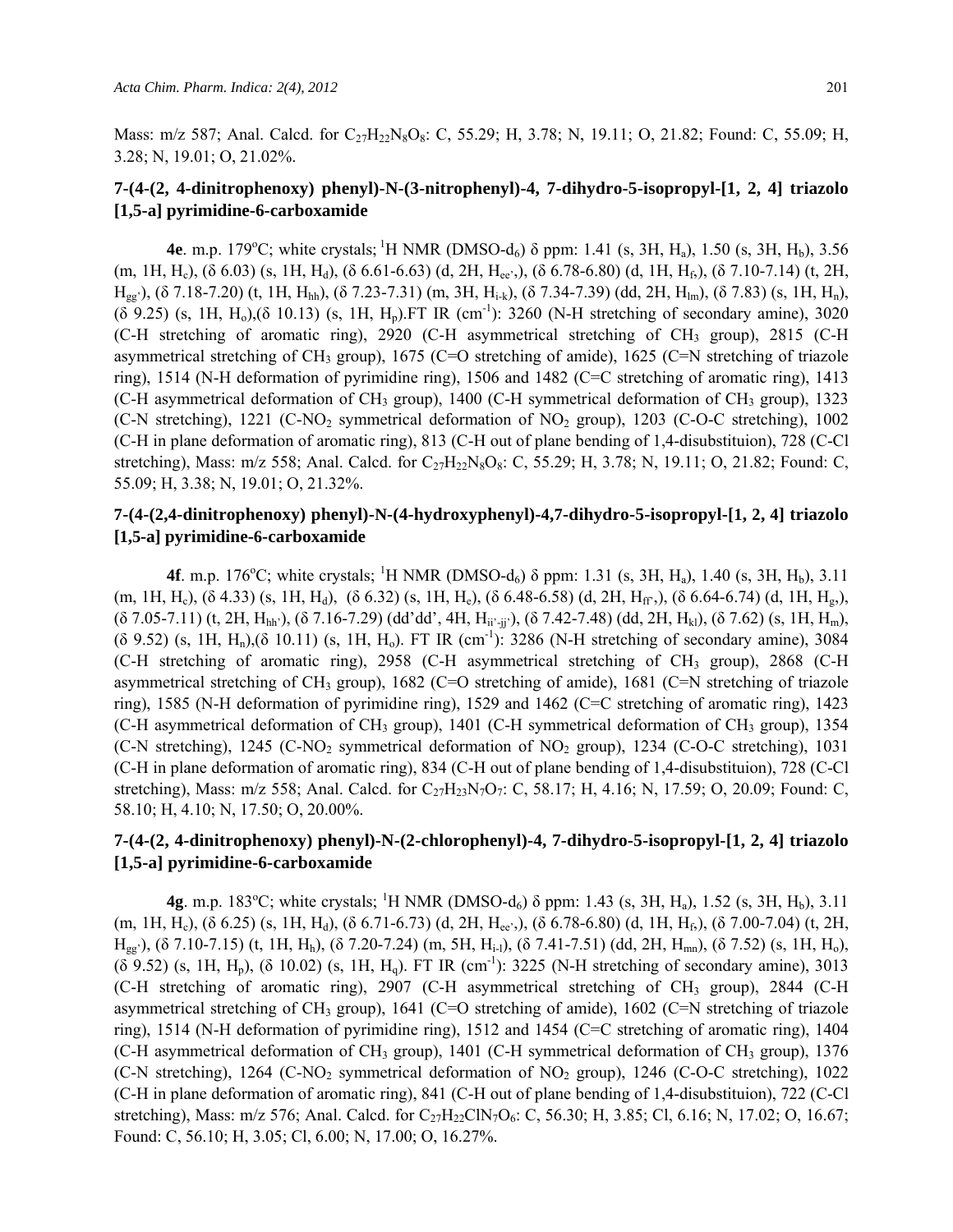Mass: m/z 587; Anal. Calcd. for $C_{27}H_{22}N_8O_8$: C, 55.29; H, 3.78; N, 19.11; O, 21.82; Found: C, 55.09; H, 3.28; N, 19.01; O, 21.02%.

### 7-(4-(2, 4-dinitrophenoxy) phenyl)-N-(3-nitrophenyl)-4, 7-dihydro-5-isopropyl-[1, 2, 4] triazolo [1,5-a] pyrimidine-6-carboxamide

**4e**. m.p. 179°C; white crystals; $^1$H NMR (DMSO-d$_6$) δ ppm: 1.41 (s, 3H, $H_a$), 1.50 (s, 3H, $H_b$), 3.56 (m, 1H, $H_c$), (δ 6.03) (s, 1H, $H_d$), (δ 6.61-6.63) (d, 2H, $H_{ee'}$,), (δ 6.78-6.80) (d, 1H, $H_{f'}$), (δ 7.10-7.14) (t, 2H, $H_{gg'}$), (δ 7.18-7.20) (t, 1H, $H_{hh}$), (δ 7.23-7.31) (m, 3H, $H_{i-k}$), (δ 7.34-7.39) (dd, 2H, $H_{lm}$), (δ 7.83) (s, 1H, $H_n$), (δ 9.25) (s, 1H, $H_o$),(δ 10.13) (s, 1H, $H_p$).FT IR (cm$^{-1}$): 3260 (N-H stretching of secondary amine), 3020 (C-H stretching of aromatic ring), 2920 (C-H asymmetrical stretching of $CH_3$ group), 2815 (C-H asymmetrical stretching of $CH_3$ group), 1675 (C=O stretching of amide), 1625 (C=N stretching of triazole ring), 1514 (N-H deformation of pyrimidine ring), 1506 and 1482 (C=C stretching of aromatic ring), 1413 (C-H asymmetrical deformation of $CH_3$ group), 1400 (C-H symmetrical deformation of $CH_3$ group), 1323 (C-N stretching), 1221 (C-$NO_2$ symmetrical deformation of $NO_2$ group), 1203 (C-O-C stretching), 1002 (C-H in plane deformation of aromatic ring), 813 (C-H out of plane bending of 1,4-disubstituion), 728 (C-Cl stretching), Mass: m/z 558; Anal. Calcd. for $C_{27}H_{22}N_8O_8$: C, 55.29; H, 3.78; N, 19.11; O, 21.82; Found: C, 55.09; H, 3.38; N, 19.01; O, 21.32%.

### 7-(4-(2,4-dinitrophenoxy) phenyl)-N-(4-hydroxyphenyl)-4,7-dihydro-5-isopropyl-[1, 2, 4] triazolo [1,5-a] pyrimidine-6-carboxamide

**4f**. m.p. 176°C; white crystals; $^1$H NMR (DMSO-d$_6$) δ ppm: 1.31 (s, 3H, $H_a$), 1.40 (s, 3H, $H_b$), 3.11 (m, 1H, $H_c$), (δ 4.33) (s, 1H, $H_d$), (δ 6.32) (s, 1H, $H_e$), (δ 6.48-6.58) (d, 2H, $H_{ff'}$,), (δ 6.64-6.74) (d, 1H, $H_g$,), (δ 7.05-7.11) (t, 2H, $H_{hh'}$), (δ 7.16-7.29) (dd'dd', 4H, $H_{ii'-jj'}$), (δ 7.42-7.48) (dd, 2H, $H_{kl}$), (δ 7.62) (s, 1H, $H_m$), (δ 9.52) (s, 1H, $H_n$),(δ 10.11) (s, 1H, $H_o$). FT IR (cm$^{-1}$): 3286 (N-H stretching of secondary amine), 3084 (C-H stretching of aromatic ring), 2958 (C-H asymmetrical stretching of $CH_3$ group), 2868 (C-H asymmetrical stretching of $CH_3$ group), 1682 (C=O stretching of amide), 1681 (C=N stretching of triazole ring), 1585 (N-H deformation of pyrimidine ring), 1529 and 1462 (C=C stretching of aromatic ring), 1423 (C-H asymmetrical deformation of $CH_3$ group), 1401 (C-H symmetrical deformation of $CH_3$ group), 1354 (C-N stretching), 1245 (C-$NO_2$ symmetrical deformation of $NO_2$ group), 1234 (C-O-C stretching), 1031 (C-H in plane deformation of aromatic ring), 834 (C-H out of plane bending of 1,4-disubstituion), 728 (C-Cl stretching), Mass: m/z 558; Anal. Calcd. for $C_{27}H_{23}N_7O_7$: C, 58.17; H, 4.16; N, 17.59; O, 20.09; Found: C, 58.10; H, 4.10; N, 17.50; O, 20.00%.

### 7-(4-(2, 4-dinitrophenoxy) phenyl)-N-(2-chlorophenyl)-4, 7-dihydro-5-isopropyl-[1, 2, 4] triazolo [1,5-a] pyrimidine-6-carboxamide

**4g**. m.p. 183°C; white crystals; $^1$H NMR (DMSO-d$_6$) δ ppm: 1.43 (s, 3H, $H_a$), 1.52 (s, 3H, $H_b$), 3.11 (m, 1H, $H_c$), (δ 6.25) (s, 1H, $H_d$), (δ 6.71-6.73) (d, 2H, $H_{ee'}$,), (δ 6.78-6.80) (d, 1H, $H_{f'}$), (δ 7.00-7.04) (t, 2H, $H_{gg'}$), (δ 7.10-7.15) (t, 1H, $H_h$), (δ 7.20-7.24) (m, 5H, $H_{i-l}$), (δ 7.41-7.51) (dd, 2H, $H_{mn}$), (δ 7.52) (s, 1H, $H_o$), (δ 9.52) (s, 1H, $H_p$), (δ 10.02) (s, 1H, $H_q$). FT IR (cm$^{-1}$): 3225 (N-H stretching of secondary amine), 3013 (C-H stretching of aromatic ring), 2907 (C-H asymmetrical stretching of $CH_3$ group), 2844 (C-H asymmetrical stretching of $CH_3$ group), 1641 (C=O stretching of amide), 1602 (C=N stretching of triazole ring), 1514 (N-H deformation of pyrimidine ring), 1512 and 1454 (C=C stretching of aromatic ring), 1404 (C-H asymmetrical deformation of $CH_3$ group), 1401 (C-H symmetrical deformation of $CH_3$ group), 1376 (C-N stretching), 1264 (C-$NO_2$ symmetrical deformation of $NO_2$ group), 1246 (C-O-C stretching), 1022 (C-H in plane deformation of aromatic ring), 841 (C-H out of plane bending of 1,4-disubstituion), 722 (C-Cl stretching), Mass: m/z 576; Anal. Calcd. for $C_{27}H_{22}ClN_7O_6$: C, 56.30; H, 3.85; Cl, 6.16; N, 17.02; O, 16.67; Found: C, 56.10; H, 3.05; Cl, 6.00; N, 17.00; O, 16.27%.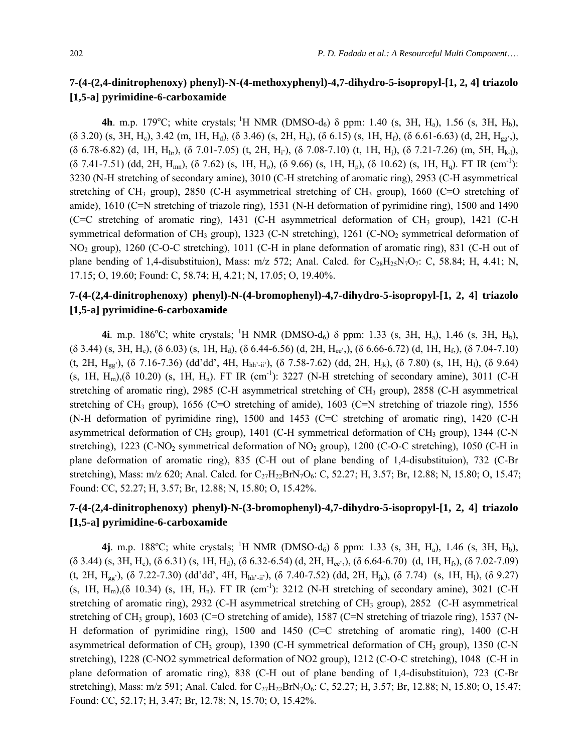### 7-(4-(2,4-dinitrophenoxy) phenyl)-N-(4-methoxyphenyl)-4,7-dihydro-5-isopropyl-[1, 2, 4] triazolo [1,5-a] pyrimidine-6-carboxamide

**4h**. m.p. 179°C; white crystals; $^1$H NMR (DMSO-$d_6$) δ ppm: 1.40 (s, 3H, $H_a$), 1.56 (s, 3H, $H_b$), (δ 3.20) (s, 3H, $H_c$), 3.42 (m, 1H, $H_d$), (δ 3.46) (s, 2H, $H_e$), (δ 6.15) (s, 1H, $H_f$), (δ 6.61-6.63) (d, 2H, $H_{gg'}$,), (δ 6.78-6.82) (d, 1H, $H_h$,), (δ 7.01-7.05) (t, 2H, $H_{i'}$), (δ 7.08-7.10) (t, 1H, $H_j$), (δ 7.21-7.26) (m, 5H, $H_{k-l}$), (δ 7.41-7.51) (dd, 2H, $H_{mn}$), (δ 7.62) (s, 1H, $H_o$), (δ 9.66) (s, 1H, $H_p$), (δ 10.62) (s, 1H, $H_q$). FT IR (cm$^{-1}$): 3230 (N-H stretching of secondary amine), 3010 (C-H stretching of aromatic ring), 2953 (C-H asymmetrical stretching of $CH_3$ group), 2850 (C-H asymmetrical stretching of $CH_3$ group), 1660 (C=O stretching of amide), 1610 (C=N stretching of triazole ring), 1531 (N-H deformation of pyrimidine ring), 1500 and 1490 (C=C stretching of aromatic ring), 1431 (C-H asymmetrical deformation of $CH_3$ group), 1421 (C-H symmetrical deformation of $CH_3$ group), 1323 (C-N stretching), 1261 (C-$NO_2$ symmetrical deformation of $NO_2$ group), 1260 (C-O-C stretching), 1011 (C-H in plane deformation of aromatic ring), 831 (C-H out of plane bending of 1,4-disubstituion), Mass: m/z 572; Anal. Calcd. for $C_{28}H_{25}N_7O_7$: C, 58.84; H, 4.41; N, 17.15; O, 19.60; Found: C, 58.74; H, 4.21; N, 17.05; O, 19.40%.

### 7-(4-(2,4-dinitrophenoxy) phenyl)-N-(4-bromophenyl)-4,7-dihydro-5-isopropyl-[1, 2, 4] triazolo [1,5-a] pyrimidine-6-carboxamide

**4i**. m.p. 186°C; white crystals; $^1$H NMR (DMSO-$d_6$) δ ppm: 1.33 (s, 3H, $H_a$), 1.46 (s, 3H, $H_b$), (δ 3.44) (s, 3H, $H_c$), (δ 6.03) (s, 1H, $H_d$), (δ 6.44-6.56) (d, 2H, $H_{ee'}$,), (δ 6.66-6.72) (d, 1H, $H_f$,), (δ 7.04-7.10) (t, 2H, $H_{gg'}$), (δ 7.16-7.36) (dd'dd', 4H, $H_{hh'-ii'}$), (δ 7.58-7.62) (dd, 2H, $H_{jk}$), (δ 7.80) (s, 1H, $H_l$), (δ 9.64) (s, 1H, $H_m$),(δ 10.20) (s, 1H, $H_n$). FT IR (cm$^{-1}$): 3227 (N-H stretching of secondary amine), 3011 (C-H stretching of aromatic ring), 2985 (C-H asymmetrical stretching of $CH_3$ group), 2858 (C-H asymmetrical stretching of $CH_3$ group), 1656 (C=O stretching of amide), 1603 (C=N stretching of triazole ring), 1556 (N-H deformation of pyrimidine ring), 1500 and 1453 (C=C stretching of aromatic ring), 1420 (C-H asymmetrical deformation of $CH_3$ group), 1401 (C-H symmetrical deformation of $CH_3$ group), 1344 (C-N stretching), 1223 (C-$NO_2$ symmetrical deformation of $NO_2$ group), 1200 (C-O-C stretching), 1050 (C-H in plane deformation of aromatic ring), 835 (C-H out of plane bending of 1,4-disubstituion), 732 (C-Br stretching), Mass: m/z 620; Anal. Calcd. for $C_{27}H_{22}BrN_7O_6$: C, 52.27; H, 3.57; Br, 12.88; N, 15.80; O, 15.47; Found: CC, 52.27; H, 3.57; Br, 12.88; N, 15.80; O, 15.42%.

### 7-(4-(2,4-dinitrophenoxy) phenyl)-N-(3-bromophenyl)-4,7-dihydro-5-isopropyl-[1, 2, 4] triazolo [1,5-a] pyrimidine-6-carboxamide

**4j**. m.p. 188°C; white crystals; $^1$H NMR (DMSO-$d_6$) δ ppm: 1.33 (s, 3H, $H_a$), 1.46 (s, 3H, $H_b$), (δ 3.44) (s, 3H, $H_c$), (δ 6.31) (s, 1H, $H_d$), (δ 6.32-6.54) (d, 2H, $H_{ee'}$,), (δ 6.64-6.70) (d, 1H, $H_f$,), (δ 7.02-7.09) (t, 2H, $H_{gg'}$), (δ 7.22-7.30) (dd'dd', 4H, $H_{hh'-ii'}$), (δ 7.40-7.52) (dd, 2H, $H_{jk}$), (δ 7.74) (s, 1H, $H_l$), (δ 9.27) (s, 1H, $H_m$),(δ 10.34) (s, 1H, $H_n$). FT IR (cm$^{-1}$): 3212 (N-H stretching of secondary amine), 3021 (C-H stretching of aromatic ring), 2932 (C-H asymmetrical stretching of $CH_3$ group), 2852 (C-H asymmetrical stretching of $CH_3$ group), 1603 (C=O stretching of amide), 1587 (C=N stretching of triazole ring), 1537 (N-H deformation of pyrimidine ring), 1500 and 1450 (C=C stretching of aromatic ring), 1400 (C-H asymmetrical deformation of $CH_3$ group), 1390 (C-H symmetrical deformation of $CH_3$ group), 1350 (C-N stretching), 1228 (C-NO2 symmetrical deformation of NO2 group), 1212 (C-O-C stretching), 1048 (C-H in plane deformation of aromatic ring), 838 (C-H out of plane bending of 1,4-disubstituion), 723 (C-Br stretching), Mass: m/z 591; Anal. Calcd. for $C_{27}H_{22}BrN_7O_6$: C, 52.27; H, 3.57; Br, 12.88; N, 15.80; O, 15.47; Found: CC, 52.17; H, 3.47; Br, 12.78; N, 15.70; O, 15.42%.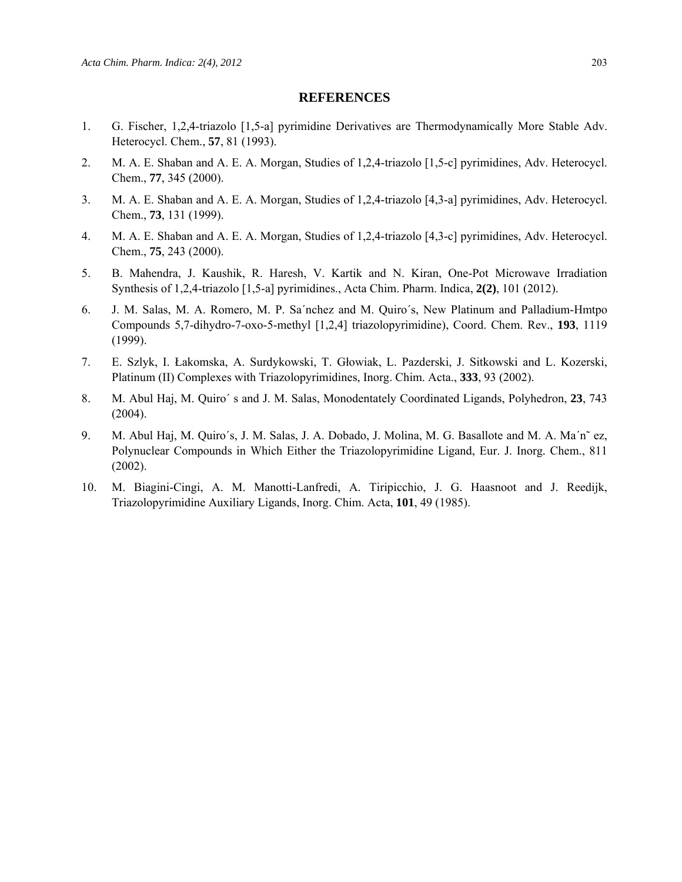## REFERENCES

1. G. Fischer, 1,2,4-triazolo [1,5-a] pyrimidine Derivatives are Thermodynamically More Stable Adv. Heterocycl. Chem., **57**, 81 (1993).
2. M. A. E. Shaban and A. E. A. Morgan, Studies of 1,2,4-triazolo [1,5-c] pyrimidines, Adv. Heterocycl. Chem., **77**, 345 (2000).
3. M. A. E. Shaban and A. E. A. Morgan, Studies of 1,2,4-triazolo [4,3-a] pyrimidines, Adv. Heterocycl. Chem., **73**, 131 (1999).
4. M. A. E. Shaban and A. E. A. Morgan, Studies of 1,2,4-triazolo [4,3-c] pyrimidines, Adv. Heterocycl. Chem., **75**, 243 (2000).
5. B. Mahendra, J. Kaushik, R. Haresh, V. Kartik and N. Kiran, One-Pot Microwave Irradiation Synthesis of 1,2,4-triazolo [1,5-a] pyrimidines., Acta Chim. Pharm. Indica, **2(2)**, 101 (2012).
6. J. M. Salas, M. A. Romero, M. P. Sa´nchez and M. Quiro´s, New Platinum and Palladium-Hmtpo Compounds 5,7-dihydro-7-oxo-5-methyl [1,2,4] triazolopyrimidine), Coord. Chem. Rev., **193**, 1119 (1999).
7. E. Szlyk, I. Łakomska, A. Surdykowski, T. Głowiak, L. Pazderski, J. Sitkowski and L. Kozerski, Platinum (II) Complexes with Triazolopyrimidines, Inorg. Chim. Acta., **333**, 93 (2002).
8. M. Abul Haj, M. Quiro´ s and J. M. Salas, Monodentately Coordinated Ligands, Polyhedron, **23**, 743 (2004).
9. M. Abul Haj, M. Quiro´s, J. M. Salas, J. A. Dobado, J. Molina, M. G. Basallote and M. A. Ma´n˜ ez, Polynuclear Compounds in Which Either the Triazolopyrimidine Ligand, Eur. J. Inorg. Chem., 811 (2002).
10. M. Biagini-Cingi, A. M. Manotti-Lanfredi, A. Tiripicchio, J. G. Haasnoot and J. Reedijk, Triazolopyrimidine Auxiliary Ligands, Inorg. Chim. Acta, **101**, 49 (1985).